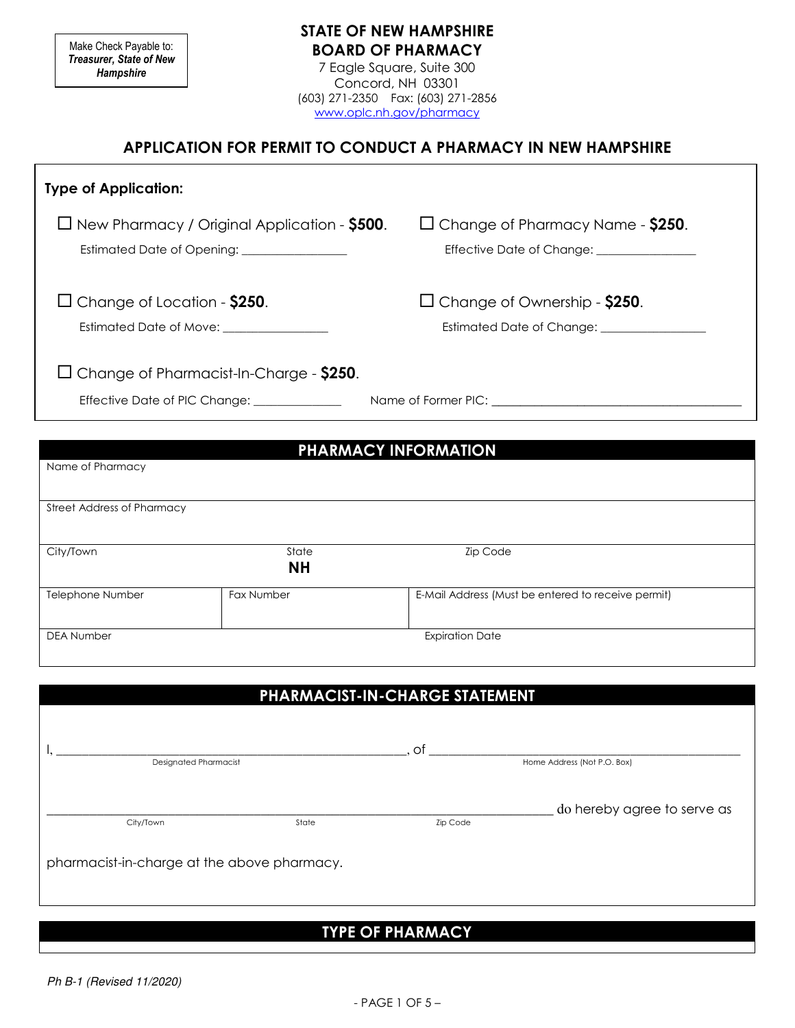Make Check Payable to:
***Treasurer, State of New Hampshire***

# STATE OF NEW HAMPSHIRE
## BOARD OF PHARMACY

7 Eagle Square, Suite 300
Concord, NH 03301
(603) 271-2350 Fax: (603) 271-2856
www.oplc.nh.gov/pharmacy

## APPLICATION FOR PERMIT TO CONDUCT A PHARMACY IN NEW HAMPSHIRE

**Type of Application:**

☐ New Pharmacy / Original Application - **$500**.
Estimated Date of Opening: ________________

☐ Change of Pharmacy Name - **$250**.
Effective Date of Change: ________________

☐ Change of Location - **$250**.
Estimated Date of Move: ________________

☐ Change of Ownership - **$250**.
Estimated Date of Change: ________________

☐ Change of Pharmacist-In-Charge - **$250**.
Effective Date of PIC Change: ______________ Name of Former PIC: ________________________________________

### PHARMACY INFORMATION

| Name of Pharmacy | | |
|---|---|---|
| Street Address of Pharmacy | | |
| City/Town | State **NH** | Zip Code |
| Telephone Number | Fax Number | E-Mail Address (Must be entered to receive permit) |
| DEA Number | | Expiration Date |

### PHARMACIST-IN-CHARGE STATEMENT

I, ____________________________________________, of ____________________________________________
(Designated Pharmacist) (Home Address (Not P.O. Box))

______________________________________________________________________ do hereby agree to serve as
(City/Town) (State) (Zip Code)

pharmacist-in-charge at the above pharmacy.

### TYPE OF PHARMACY

Ph B-1 (Revised 11/2020)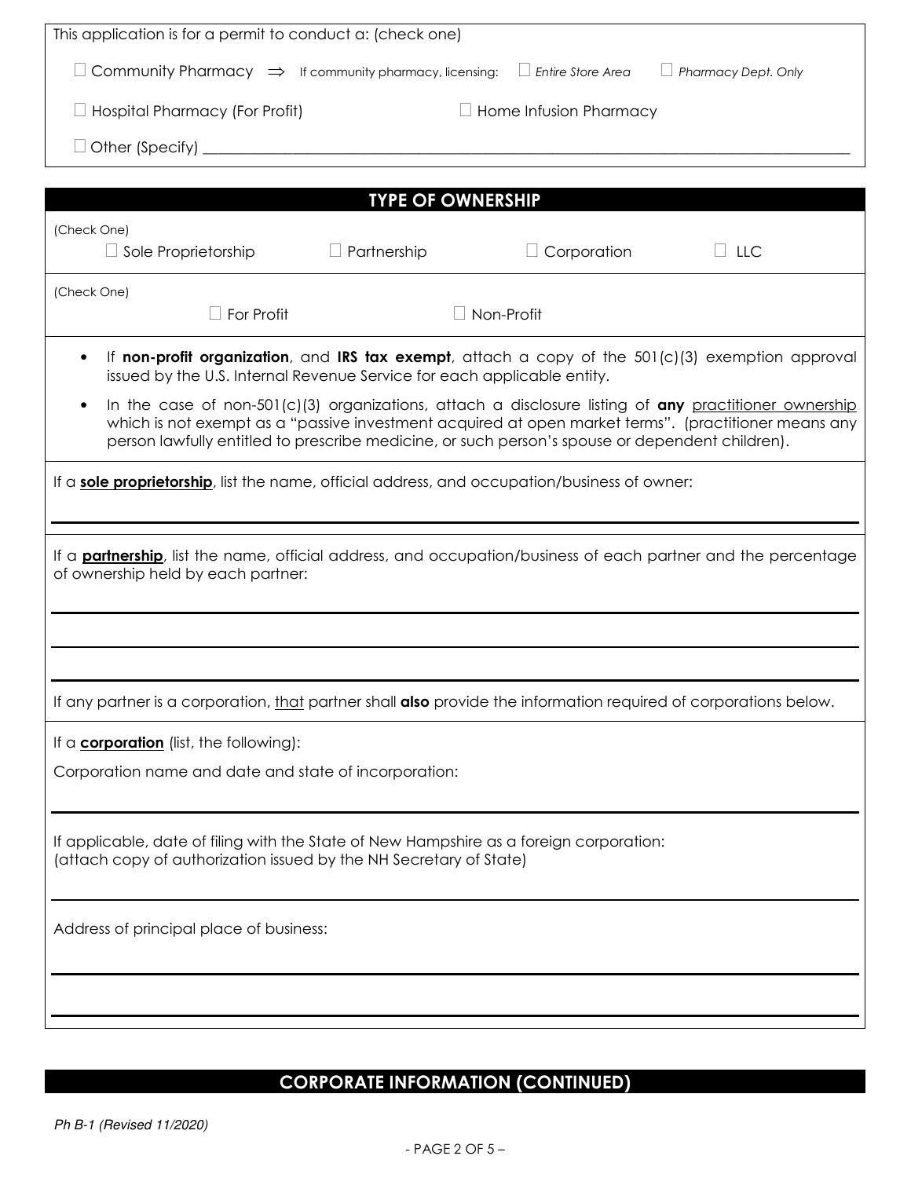This application is for a permit to conduct a: (check one)

☐ Community Pharmacy ⇒ If community pharmacy, licensing: ☐ *Entire Store Area* ☐ *Pharmacy Dept. Only*

☐ Hospital Pharmacy (For Profit) ☐ Home Infusion Pharmacy

☐ Other (Specify) ____________________

## TYPE OF OWNERSHIP

(Check One)

☐ Sole Proprietorship ☐ Partnership ☐ Corporation ☐ LLC

(Check One)

☐ For Profit ☐ Non-Profit

- If **non-profit organization**, and **IRS tax exempt**, attach a copy of the 501(c)(3) exemption approval issued by the U.S. Internal Revenue Service for each applicable entity.
- In the case of non-501(c)(3) organizations, attach a disclosure listing of **any** practitioner ownership which is not exempt as a "passive investment acquired at open market terms". (practitioner means any person lawfully entitled to prescribe medicine, or such person's spouse or dependent children).

If a **sole proprietorship**, list the name, official address, and occupation/business of owner:

____________________

If a **partnership**, list the name, official address, and occupation/business of each partner and the percentage of ownership held by each partner:

____________________

____________________

____________________

If any partner is a corporation, that partner shall **also** provide the information required of corporations below.

If a **corporation** (list, the following):

Corporation name and date and state of incorporation:

____________________

If applicable, date of filing with the State of New Hampshire as a foreign corporation:
(attach copy of authorization issued by the NH Secretary of State)

____________________

Address of principal place of business:

____________________

____________________

## CORPORATE INFORMATION (CONTINUED)

*Ph B-1 (Revised 11/2020)*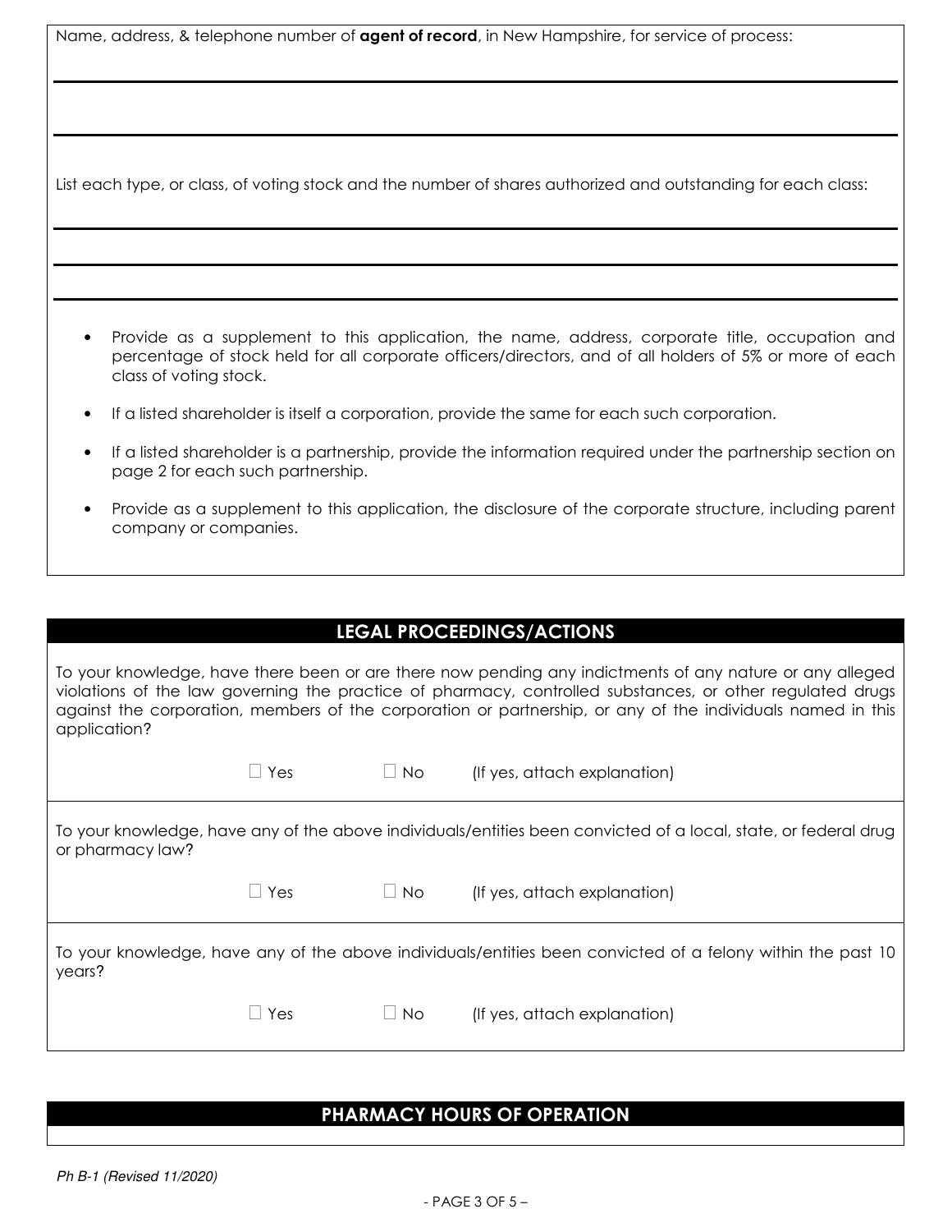Name, address, & telephone number of **agent of record**, in New Hampshire, for service of process:

\_\_\_\_\_\_\_\_\_\_\_\_\_\_\_\_\_\_\_\_\_\_\_\_\_\_\_\_\_\_\_\_\_\_\_\_\_\_\_\_\_\_\_\_\_\_\_\_\_\_\_\_\_\_\_\_\_\_\_\_\_\_\_\_\_\_\_\_\_\_

\_\_\_\_\_\_\_\_\_\_\_\_\_\_\_\_\_\_\_\_\_\_\_\_\_\_\_\_\_\_\_\_\_\_\_\_\_\_\_\_\_\_\_\_\_\_\_\_\_\_\_\_\_\_\_\_\_\_\_\_\_\_\_\_\_\_\_\_\_\_

List each type, or class, of voting stock and the number of shares authorized and outstanding for each class:

\_\_\_\_\_\_\_\_\_\_\_\_\_\_\_\_\_\_\_\_\_\_\_\_\_\_\_\_\_\_\_\_\_\_\_\_\_\_\_\_\_\_\_\_\_\_\_\_\_\_\_\_\_\_\_\_\_\_\_\_\_\_\_\_\_\_\_\_\_\_

\_\_\_\_\_\_\_\_\_\_\_\_\_\_\_\_\_\_\_\_\_\_\_\_\_\_\_\_\_\_\_\_\_\_\_\_\_\_\_\_\_\_\_\_\_\_\_\_\_\_\_\_\_\_\_\_\_\_\_\_\_\_\_\_\_\_\_\_\_\_

\_\_\_\_\_\_\_\_\_\_\_\_\_\_\_\_\_\_\_\_\_\_\_\_\_\_\_\_\_\_\_\_\_\_\_\_\_\_\_\_\_\_\_\_\_\_\_\_\_\_\_\_\_\_\_\_\_\_\_\_\_\_\_\_\_\_\_\_\_\_

- Provide as a supplement to this application, the name, address, corporate title, occupation and percentage of stock held for all corporate officers/directors, and of all holders of 5% or more of each class of voting stock.
- If a listed shareholder is itself a corporation, provide the same for each such corporation.
- If a listed shareholder is a partnership, provide the information required under the partnership section on page 2 for each such partnership.
- Provide as a supplement to this application, the disclosure of the corporate structure, including parent company or companies.

## LEGAL PROCEEDINGS/ACTIONS

To your knowledge, have there been or are there now pending any indictments of any nature or any alleged violations of the law governing the practice of pharmacy, controlled substances, or other regulated drugs against the corporation, members of the corporation or partnership, or any of the individuals named in this application?

☐ Yes ☐ No (If yes, attach explanation)

To your knowledge, have any of the above individuals/entities been convicted of a local, state, or federal drug or pharmacy law?

☐ Yes ☐ No (If yes, attach explanation)

To your knowledge, have any of the above individuals/entities been convicted of a felony within the past 10 years?

☐ Yes ☐ No (If yes, attach explanation)

## PHARMACY HOURS OF OPERATION

*Ph B-1 (Revised 11/2020)*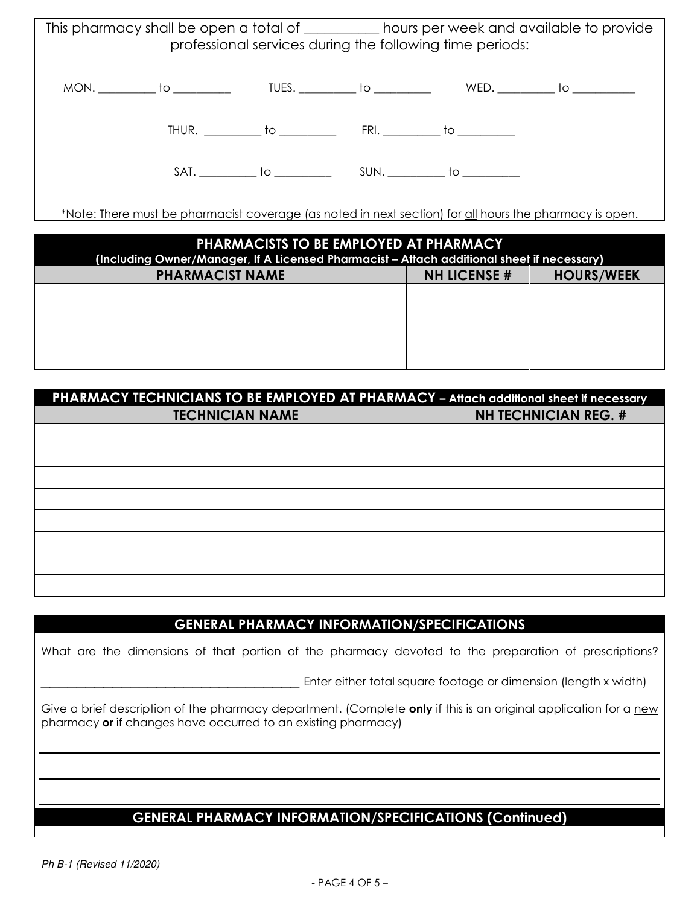This pharmacy shall be open a total of __________ hours per week and available to provide professional services during the following time periods:

MON. _________ to _________ TUES. _________ to _________ WED. _________ to __________

THUR. _________ to _________ FRI. _________ to _________

SAT. _________ to _________ SUN. _________ to _________

*Note: There must be pharmacist coverage (as noted in next section) for all hours the pharmacy is open.

## PHARMACISTS TO BE EMPLOYED AT PHARMACY

**(Including Owner/Manager, If A Licensed Pharmacist – Attach additional sheet if necessary)**

| PHARMACIST NAME | NH LICENSE # | HOURS/WEEK |
|---|---|---|
| | | |
| | | |
| | | |
| | | |

## PHARMACY TECHNICIANS TO BE EMPLOYED AT PHARMACY – Attach additional sheet if necessary

| TECHNICIAN NAME | NH TECHNICIAN REG. # |
|---|---|
| | |
| | |
| | |
| | |
| | |
| | |
| | |
| | |

## GENERAL PHARMACY INFORMATION/SPECIFICATIONS

What are the dimensions of that portion of the pharmacy devoted to the preparation of prescriptions?

_________________________________________ Enter either total square footage or dimension (length x width)

Give a brief description of the pharmacy department. (Complete **only** if this is an original application for a new pharmacy **or** if changes have occurred to an existing pharmacy)

_____________________________________________________________________________

_____________________________________________________________________________

_____________________________________________________________________________

## GENERAL PHARMACY INFORMATION/SPECIFICATIONS (Continued)

*Ph B-1 (Revised 11/2020)*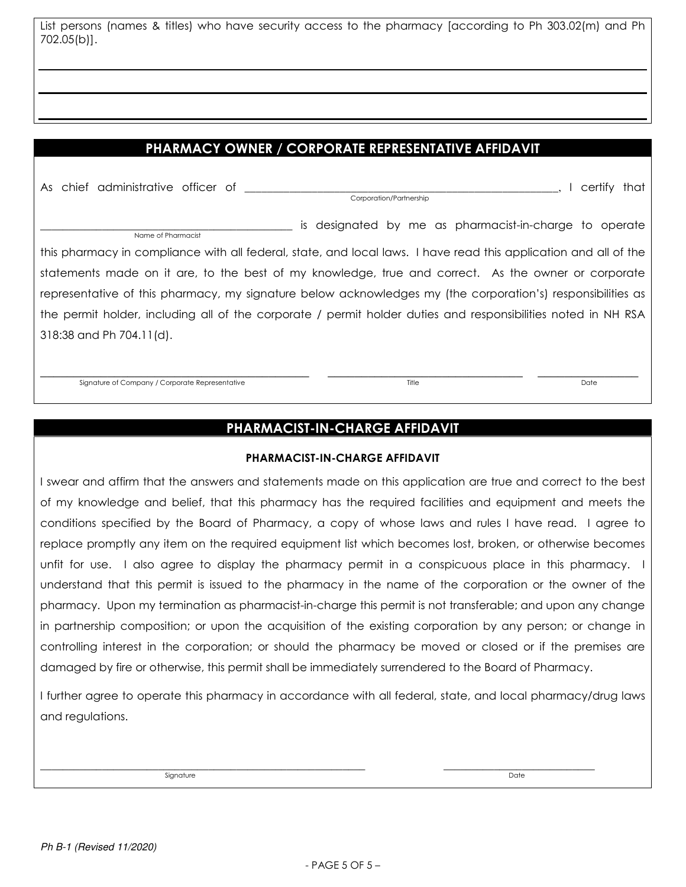List persons (names & titles) who have security access to the pharmacy [according to Ph 303.02(m) and Ph 702.05(b)].

\_\_\_\_\_\_\_\_\_\_\_\_\_\_\_\_\_\_\_\_\_\_\_\_\_\_\_\_\_\_\_\_\_\_\_\_\_\_\_\_\_\_\_\_\_\_\_\_\_\_\_\_\_\_\_\_\_\_

\_\_\_\_\_\_\_\_\_\_\_\_\_\_\_\_\_\_\_\_\_\_\_\_\_\_\_\_\_\_\_\_\_\_\_\_\_\_\_\_\_\_\_\_\_\_\_\_\_\_\_\_\_\_\_\_\_\_

\_\_\_\_\_\_\_\_\_\_\_\_\_\_\_\_\_\_\_\_\_\_\_\_\_\_\_\_\_\_\_\_\_\_\_\_\_\_\_\_\_\_\_\_\_\_\_\_\_\_\_\_\_\_\_\_\_\_

## PHARMACY OWNER / CORPORATE REPRESENTATIVE AFFIDAVIT

As chief administrative officer of \_\_\_\_\_\_\_\_\_\_\_\_\_\_\_\_\_\_\_\_\_\_\_\_\_\_\_\_\_\_\_\_\_\_\_\_\_\_\_\_\_\_\_\_\_\_, I certify that
Corporation/Partnership

\_\_\_\_\_\_\_\_\_\_\_\_\_\_\_\_\_\_\_\_\_\_\_\_\_\_\_\_\_\_\_\_\_\_\_\_\_\_ is designated by me as pharmacist-in-charge to operate
Name of Pharmacist

this pharmacy in compliance with all federal, state, and local laws. I have read this application and all of the statements made on it are, to the best of my knowledge, true and correct. As the owner or corporate representative of this pharmacy, my signature below acknowledges my (the corporation's) responsibilities as the permit holder, including all of the corporate / permit holder duties and responsibilities noted in NH RSA 318:38 and Ph 704.11(d).

\_\_\_\_\_\_\_\_\_\_\_\_\_\_\_\_\_\_\_\_\_\_\_\_\_\_\_\_\_\_\_\_\_\_\_\_\_\_\_\_ \_\_\_\_\_\_\_\_\_\_\_\_\_\_\_\_\_\_\_\_\_\_\_\_\_\_\_\_ \_\_\_\_\_\_\_\_\_\_\_\_\_\_\_\_
Signature of Company / Corporate Representative — Title — Date

## PHARMACIST-IN-CHARGE AFFIDAVIT

**PHARMACIST-IN-CHARGE AFFIDAVIT**

I swear and affirm that the answers and statements made on this application are true and correct to the best of my knowledge and belief, that this pharmacy has the required facilities and equipment and meets the conditions specified by the Board of Pharmacy, a copy of whose laws and rules I have read. I agree to replace promptly any item on the required equipment list which becomes lost, broken, or otherwise becomes unfit for use. I also agree to display the pharmacy permit in a conspicuous place in this pharmacy. I understand that this permit is issued to the pharmacy in the name of the corporation or the owner of the pharmacy. Upon my termination as pharmacist-in-charge this permit is not transferable; and upon any change in partnership composition; or upon the acquisition of the existing corporation by any person; or change in controlling interest in the corporation; or should the pharmacy be moved or closed or if the premises are damaged by fire or otherwise, this permit shall be immediately surrendered to the Board of Pharmacy.

I further agree to operate this pharmacy in accordance with all federal, state, and local pharmacy/drug laws and regulations.

\_\_\_\_\_\_\_\_\_\_\_\_\_\_\_\_\_\_\_\_\_\_\_\_\_\_\_\_\_\_\_\_\_\_\_\_\_\_\_\_\_\_\_\_\_\_\_\_ \_\_\_\_\_\_\_\_\_\_\_\_\_\_\_\_\_\_\_\_\_\_\_\_
Signature — Date

*Ph B-1 (Revised 11/2020)*